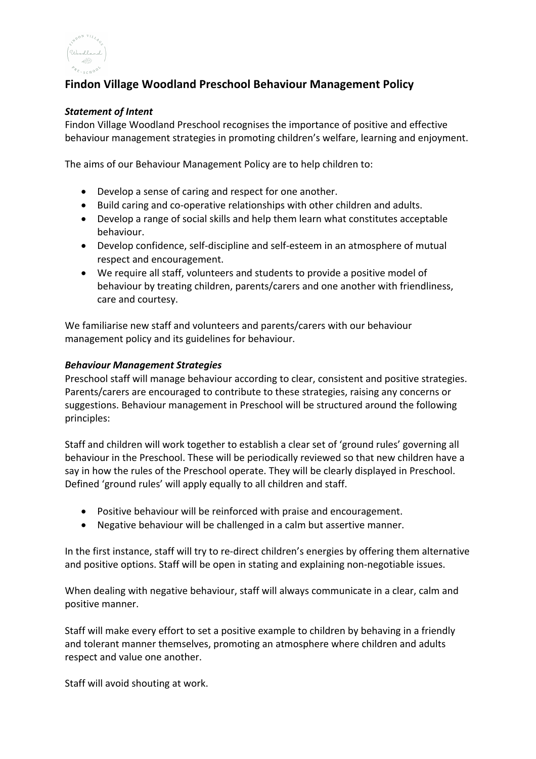# Findon Village Woodland Preschool Behaviour Management Policy

***Statement of Intent***

Findon Village Woodland Preschool recognises the importance of positive and effective behaviour management strategies in promoting children's welfare, learning and enjoyment.

The aims of our Behaviour Management Policy are to help children to:

- Develop a sense of caring and respect for one another.
- Build caring and co-operative relationships with other children and adults.
- Develop a range of social skills and help them learn what constitutes acceptable behaviour.
- Develop confidence, self-discipline and self-esteem in an atmosphere of mutual respect and encouragement.
- We require all staff, volunteers and students to provide a positive model of behaviour by treating children, parents/carers and one another with friendliness, care and courtesy.

We familiarise new staff and volunteers and parents/carers with our behaviour management policy and its guidelines for behaviour.

***Behaviour Management Strategies***

Preschool staff will manage behaviour according to clear, consistent and positive strategies. Parents/carers are encouraged to contribute to these strategies, raising any concerns or suggestions. Behaviour management in Preschool will be structured around the following principles:

Staff and children will work together to establish a clear set of 'ground rules' governing all behaviour in the Preschool. These will be periodically reviewed so that new children have a say in how the rules of the Preschool operate. They will be clearly displayed in Preschool. Defined 'ground rules' will apply equally to all children and staff.

- Positive behaviour will be reinforced with praise and encouragement.
- Negative behaviour will be challenged in a calm but assertive manner.

In the first instance, staff will try to re-direct children's energies by offering them alternative and positive options. Staff will be open in stating and explaining non-negotiable issues.

When dealing with negative behaviour, staff will always communicate in a clear, calm and positive manner.

Staff will make every effort to set a positive example to children by behaving in a friendly and tolerant manner themselves, promoting an atmosphere where children and adults respect and value one another.

Staff will avoid shouting at work.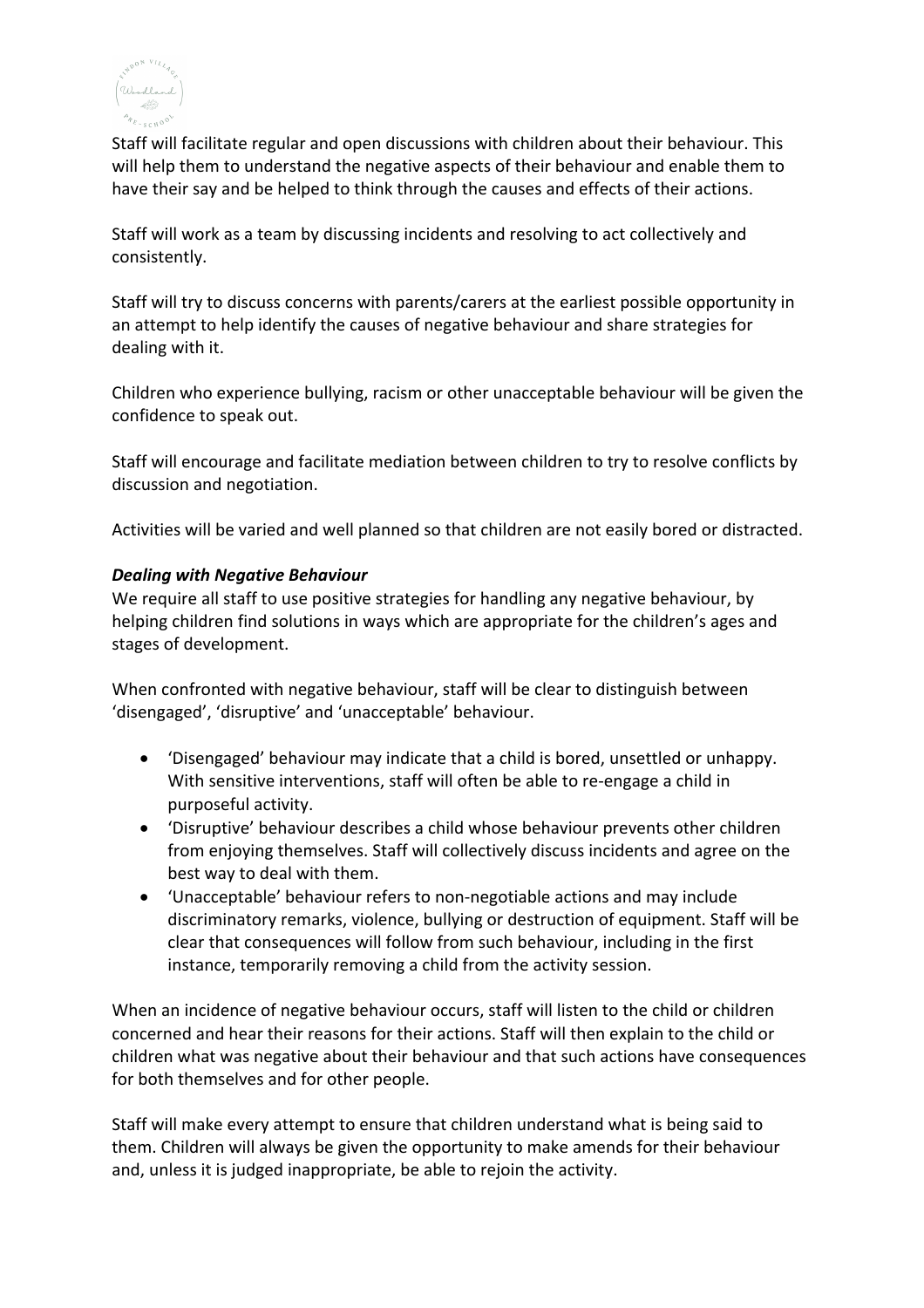Staff will facilitate regular and open discussions with children about their behaviour. This will help them to understand the negative aspects of their behaviour and enable them to have their say and be helped to think through the causes and effects of their actions.

Staff will work as a team by discussing incidents and resolving to act collectively and consistently.

Staff will try to discuss concerns with parents/carers at the earliest possible opportunity in an attempt to help identify the causes of negative behaviour and share strategies for dealing with it.

Children who experience bullying, racism or other unacceptable behaviour will be given the confidence to speak out.

Staff will encourage and facilitate mediation between children to try to resolve conflicts by discussion and negotiation.

Activities will be varied and well planned so that children are not easily bored or distracted.

***Dealing with Negative Behaviour***

We require all staff to use positive strategies for handling any negative behaviour, by helping children find solutions in ways which are appropriate for the children's ages and stages of development.

When confronted with negative behaviour, staff will be clear to distinguish between 'disengaged', 'disruptive' and 'unacceptable' behaviour.

- 'Disengaged' behaviour may indicate that a child is bored, unsettled or unhappy. With sensitive interventions, staff will often be able to re-engage a child in purposeful activity.
- 'Disruptive' behaviour describes a child whose behaviour prevents other children from enjoying themselves. Staff will collectively discuss incidents and agree on the best way to deal with them.
- 'Unacceptable' behaviour refers to non-negotiable actions and may include discriminatory remarks, violence, bullying or destruction of equipment. Staff will be clear that consequences will follow from such behaviour, including in the first instance, temporarily removing a child from the activity session.

When an incidence of negative behaviour occurs, staff will listen to the child or children concerned and hear their reasons for their actions. Staff will then explain to the child or children what was negative about their behaviour and that such actions have consequences for both themselves and for other people.

Staff will make every attempt to ensure that children understand what is being said to them. Children will always be given the opportunity to make amends for their behaviour and, unless it is judged inappropriate, be able to rejoin the activity.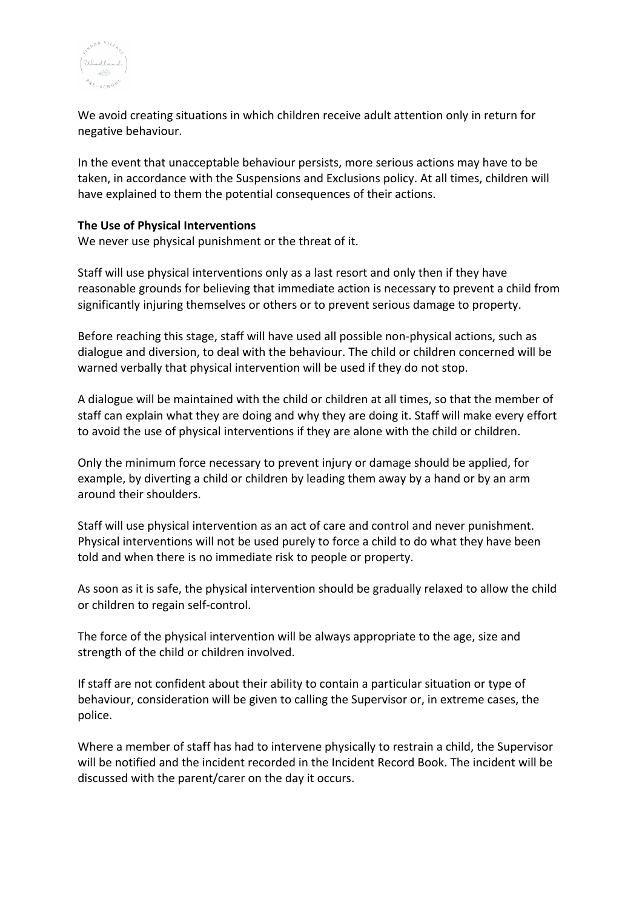We avoid creating situations in which children receive adult attention only in return for negative behaviour.

In the event that unacceptable behaviour persists, more serious actions may have to be taken, in accordance with the Suspensions and Exclusions policy. At all times, children will have explained to them the potential consequences of their actions.

**The Use of Physical Interventions**

We never use physical punishment or the threat of it.

Staff will use physical interventions only as a last resort and only then if they have reasonable grounds for believing that immediate action is necessary to prevent a child from significantly injuring themselves or others or to prevent serious damage to property.

Before reaching this stage, staff will have used all possible non-physical actions, such as dialogue and diversion, to deal with the behaviour. The child or children concerned will be warned verbally that physical intervention will be used if they do not stop.

A dialogue will be maintained with the child or children at all times, so that the member of staff can explain what they are doing and why they are doing it. Staff will make every effort to avoid the use of physical interventions if they are alone with the child or children.

Only the minimum force necessary to prevent injury or damage should be applied, for example, by diverting a child or children by leading them away by a hand or by an arm around their shoulders.

Staff will use physical intervention as an act of care and control and never punishment. Physical interventions will not be used purely to force a child to do what they have been told and when there is no immediate risk to people or property.

As soon as it is safe, the physical intervention should be gradually relaxed to allow the child or children to regain self-control.

The force of the physical intervention will be always appropriate to the age, size and strength of the child or children involved.

If staff are not confident about their ability to contain a particular situation or type of behaviour, consideration will be given to calling the Supervisor or, in extreme cases, the police.

Where a member of staff has had to intervene physically to restrain a child, the Supervisor will be notified and the incident recorded in the Incident Record Book. The incident will be discussed with the parent/carer on the day it occurs.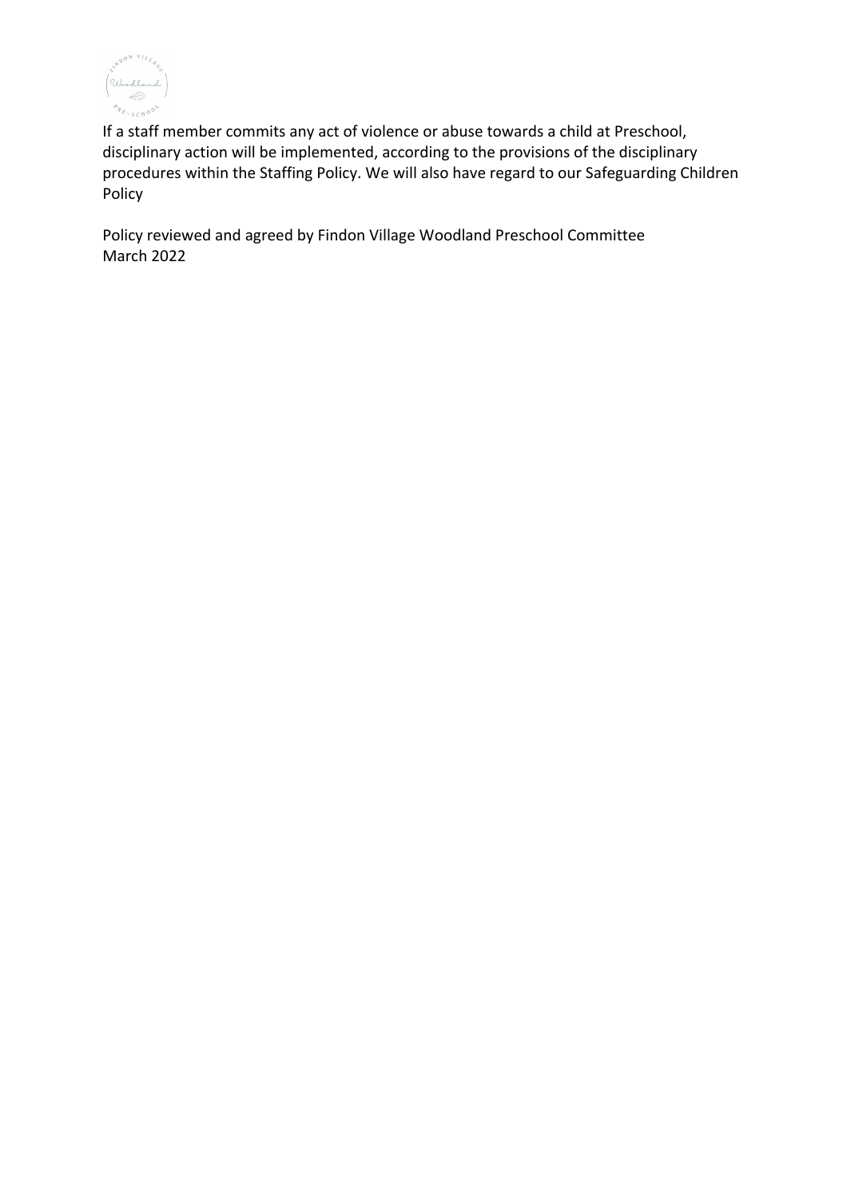If a staff member commits any act of violence or abuse towards a child at Preschool, disciplinary action will be implemented, according to the provisions of the disciplinary procedures within the Staffing Policy. We will also have regard to our Safeguarding Children Policy

Policy reviewed and agreed by Findon Village Woodland Preschool Committee
March 2022